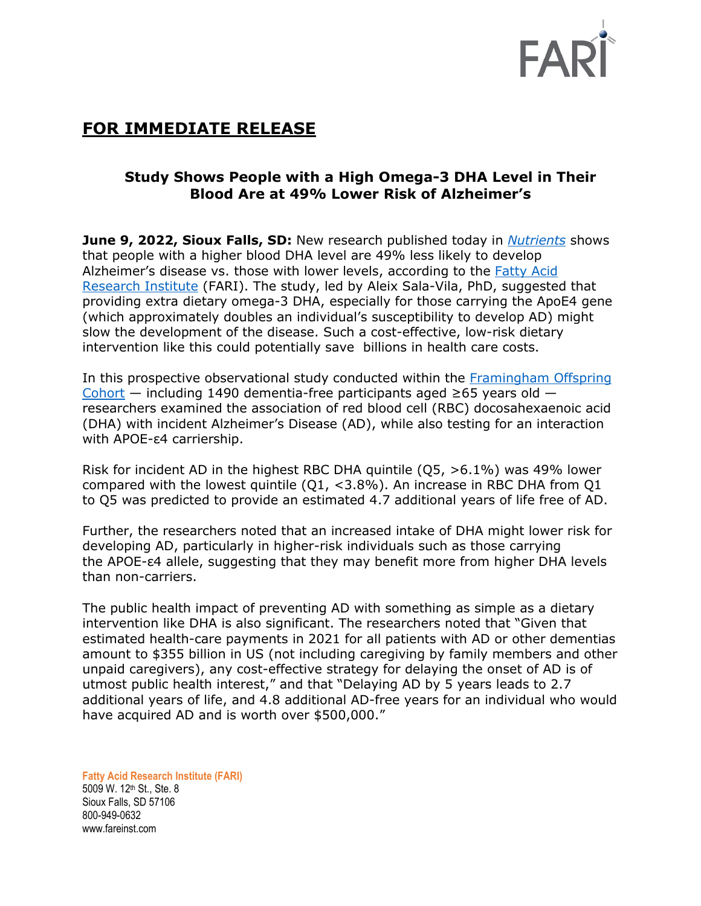FARI

## FOR IMMEDIATE RELEASE

### Study Shows People with a High Omega-3 DHA Level in Their Blood Are at 49% Lower Risk of Alzheimer's

**June 9, 2022, Sioux Falls, SD:** New research published today in *Nutrients* shows that people with a higher blood DHA level are 49% less likely to develop Alzheimer's disease vs. those with lower levels, according to the Fatty Acid Research Institute (FARI). The study, led by Aleix Sala-Vila, PhD, suggested that providing extra dietary omega-3 DHA, especially for those carrying the ApoE4 gene (which approximately doubles an individual's susceptibility to develop AD) might slow the development of the disease. Such a cost-effective, low-risk dietary intervention like this could potentially save billions in health care costs.

In this prospective observational study conducted within the Framingham Offspring Cohort — including 1490 dementia-free participants aged ≥65 years old — researchers examined the association of red blood cell (RBC) docosahexaenoic acid (DHA) with incident Alzheimer's Disease (AD), while also testing for an interaction with APOE-ε4 carriership.

Risk for incident AD in the highest RBC DHA quintile (Q5, >6.1%) was 49% lower compared with the lowest quintile (Q1, <3.8%). An increase in RBC DHA from Q1 to Q5 was predicted to provide an estimated 4.7 additional years of life free of AD.

Further, the researchers noted that an increased intake of DHA might lower risk for developing AD, particularly in higher-risk individuals such as those carrying the APOE-ε4 allele, suggesting that they may benefit more from higher DHA levels than non-carriers.

The public health impact of preventing AD with something as simple as a dietary intervention like DHA is also significant. The researchers noted that "Given that estimated health-care payments in 2021 for all patients with AD or other dementias amount to $355 billion in US (not including caregiving by family members and other unpaid caregivers), any cost-effective strategy for delaying the onset of AD is of utmost public health interest," and that "Delaying AD by 5 years leads to 2.7 additional years of life, and 4.8 additional AD-free years for an individual who would have acquired AD and is worth over $500,000."

**Fatty Acid Research Institute (FARI)**
5009 W. 12th St., Ste. 8
Sioux Falls, SD 57106
800-949-0632
www.fareinst.com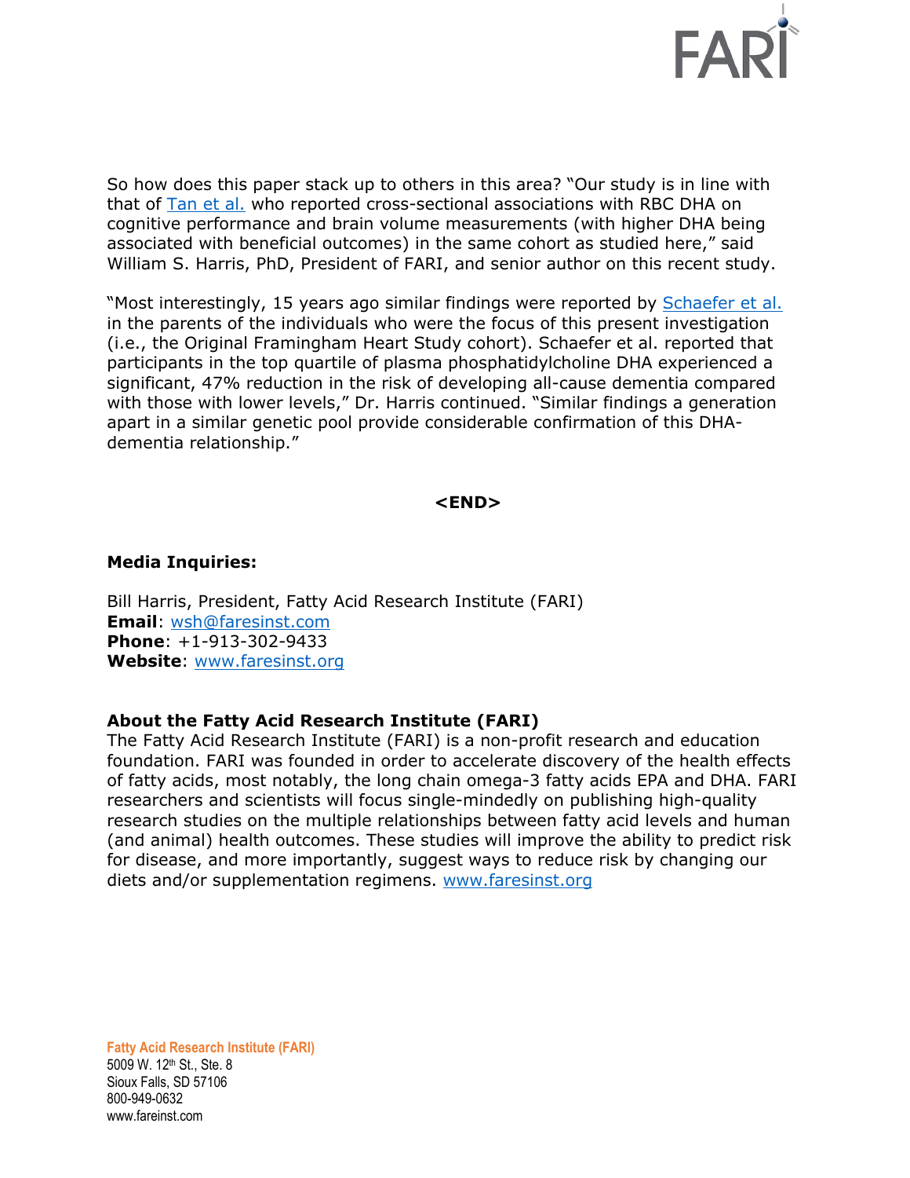So how does this paper stack up to others in this area? "Our study is in line with that of Tan et al. who reported cross-sectional associations with RBC DHA on cognitive performance and brain volume measurements (with higher DHA being associated with beneficial outcomes) in the same cohort as studied here," said William S. Harris, PhD, President of FARI, and senior author on this recent study.

"Most interestingly, 15 years ago similar findings were reported by Schaefer et al. in the parents of the individuals who were the focus of this present investigation (i.e., the Original Framingham Heart Study cohort). Schaefer et al. reported that participants in the top quartile of plasma phosphatidylcholine DHA experienced a significant, 47% reduction in the risk of developing all-cause dementia compared with those with lower levels," Dr. Harris continued. "Similar findings a generation apart in a similar genetic pool provide considerable confirmation of this DHA-dementia relationship."

**<END>**

**Media Inquiries:**

Bill Harris, President, Fatty Acid Research Institute (FARI)
**Email**: wsh@faresinst.com
**Phone**: +1-913-302-9433
**Website**: www.faresinst.org

**About the Fatty Acid Research Institute (FARI)**
The Fatty Acid Research Institute (FARI) is a non-profit research and education foundation. FARI was founded in order to accelerate discovery of the health effects of fatty acids, most notably, the long chain omega-3 fatty acids EPA and DHA. FARI researchers and scientists will focus single-mindedly on publishing high-quality research studies on the multiple relationships between fatty acid levels and human (and animal) health outcomes. These studies will improve the ability to predict risk for disease, and more importantly, suggest ways to reduce risk by changing our diets and/or supplementation regimens. www.faresinst.org

Fatty Acid Research Institute (FARI)
5009 W. 12th St., Ste. 8
Sioux Falls, SD 57106
800-949-0632
www.fareinst.com